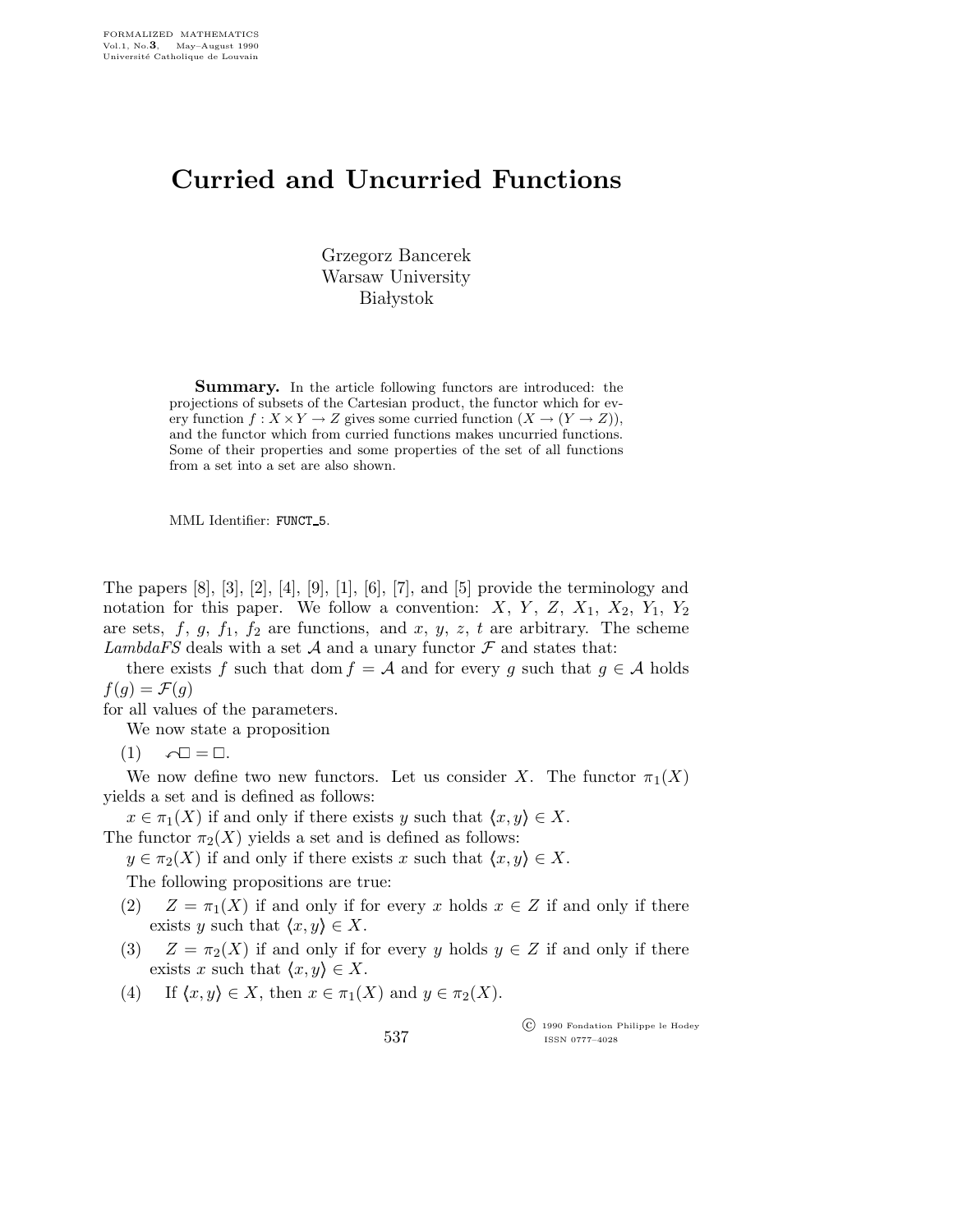# Curried and Uncurried Functions

Grzegorz Bancerek
Warsaw University
Białystok

**Summary.** In the article following functors are introduced: the projections of subsets of the Cartesian product, the functor which for every function $f : X \times Y \to Z$ gives some curried function $(X \to (Y \to Z))$, and the functor which from curried functions makes uncurried functions. Some of their properties and some properties of the set of all functions from a set into a set are also shown.

MML Identifier: FUNCT_5.

The papers [8], [3], [2], [4], [9], [1], [6], [7], and [5] provide the terminology and notation for this paper. We follow a convention: $X$, $Y$, $Z$, $X_1$, $X_2$, $Y_1$, $Y_2$ are sets, $f$, $g$, $f_1$, $f_2$ are functions, and $x$, $y$, $z$, $t$ are arbitrary. The scheme *LambdaFS* deals with a set $\mathcal{A}$ and a unary functor $\mathcal{F}$ and states that:

there exists $f$ such that $\operatorname{dom} f = \mathcal{A}$ and for every $g$ such that $g \in \mathcal{A}$ holds $f(g) = \mathcal{F}(g)$

for all values of the parameters.

We now state a proposition

(1) $\curvearrowleft\Box = \Box$.

We now define two new functors. Let us consider $X$. The functor $\pi_1(X)$ yields a set and is defined as follows:

$x \in \pi_1(X)$ if and only if there exists $y$ such that $\langle x, y \rangle \in X$.

The functor $\pi_2(X)$ yields a set and is defined as follows:

$y \in \pi_2(X)$ if and only if there exists $x$ such that $\langle x, y \rangle \in X$.

The following propositions are true:

(2) $Z = \pi_1(X)$ if and only if for every $x$ holds $x \in Z$ if and only if there exists $y$ such that $\langle x, y \rangle \in X$.

(3) $Z = \pi_2(X)$ if and only if for every $y$ holds $y \in Z$ if and only if there exists $x$ such that $\langle x, y \rangle \in X$.

(4) If $\langle x, y \rangle \in X$, then $x \in \pi_1(X)$ and $y \in \pi_2(X)$.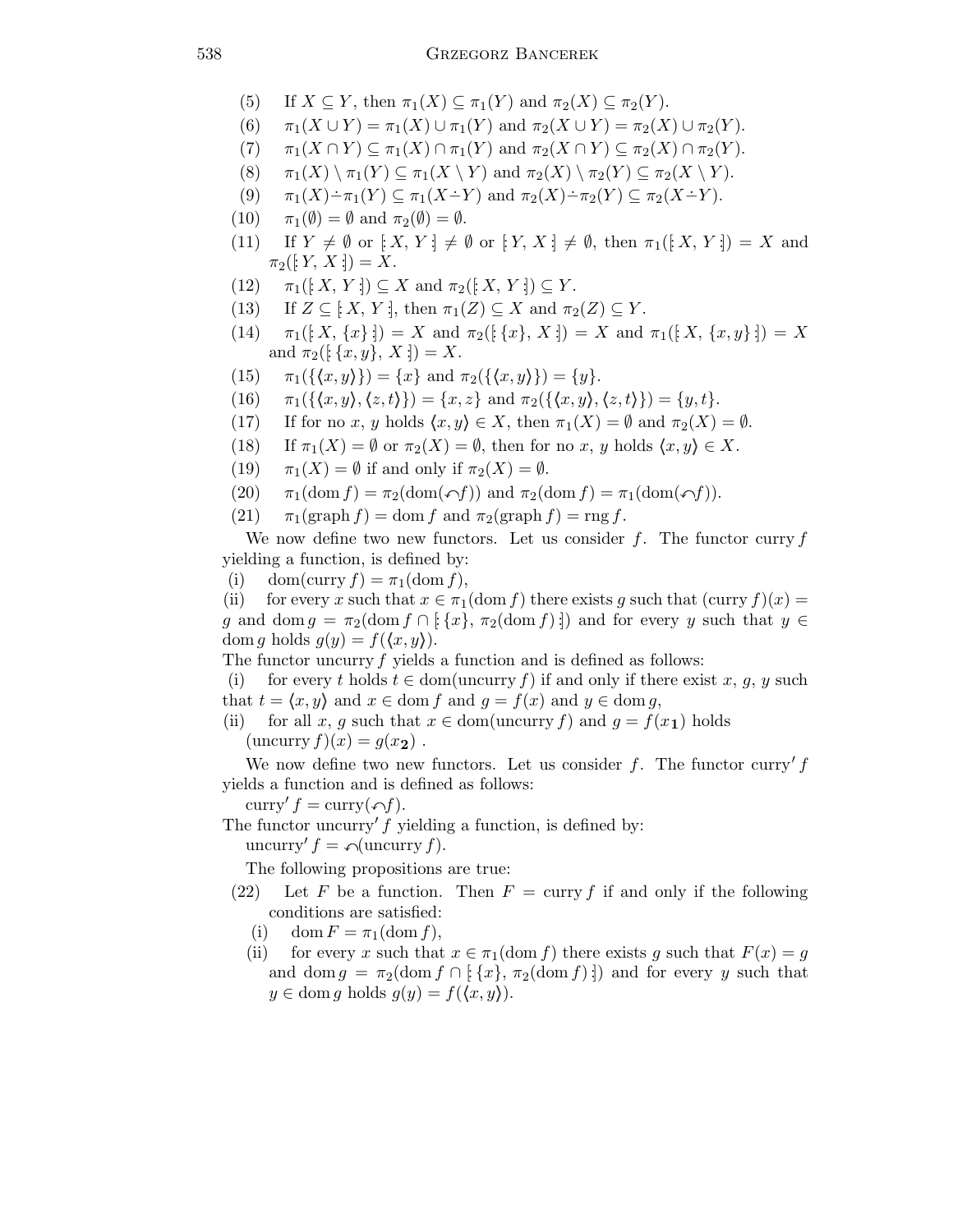(5) If $X \subseteq Y$, then $\pi_1(X) \subseteq \pi_1(Y)$ and $\pi_2(X) \subseteq \pi_2(Y)$.

(6) $\pi_1(X \cup Y) = \pi_1(X) \cup \pi_1(Y)$ and $\pi_2(X \cup Y) = \pi_2(X) \cup \pi_2(Y)$.

(7) $\pi_1(X \cap Y) \subseteq \pi_1(X) \cap \pi_1(Y)$ and $\pi_2(X \cap Y) \subseteq \pi_2(X) \cap \pi_2(Y)$.

(8) $\pi_1(X) \setminus \pi_1(Y) \subseteq \pi_1(X \setminus Y)$ and $\pi_2(X) \setminus \pi_2(Y) \subseteq \pi_2(X \setminus Y)$.

(9) $\pi_1(X) \dot{-} \pi_1(Y) \subseteq \pi_1(X \dot{-} Y)$ and $\pi_2(X) \dot{-} \pi_2(Y) \subseteq \pi_2(X \dot{-} Y)$.

(10) $\pi_1(\emptyset) = \emptyset$ and $\pi_2(\emptyset) = \emptyset$.

(11) If $Y \neq \emptyset$ or $[: X, Y :] \neq \emptyset$ or $[: Y, X :] \neq \emptyset$, then $\pi_1([: X, Y :]) = X$ and $\pi_2([: Y, X :]) = X$.

(12) $\pi_1([: X, Y :]) \subseteq X$ and $\pi_2([: X, Y :]) \subseteq Y$.

(13) If $Z \subseteq [: X, Y :]$, then $\pi_1(Z) \subseteq X$ and $\pi_2(Z) \subseteq Y$.

(14) $\pi_1([: X, \{x\} :]) = X$ and $\pi_2([: \{x\}, X :]) = X$ and $\pi_1([: X, \{x, y\} :]) = X$ and $\pi_2([: \{x, y\}, X :]) = X$.

(15) $\pi_1(\{\langle x, y \rangle\}) = \{x\}$ and $\pi_2(\{\langle x, y \rangle\}) = \{y\}$.

(16) $\pi_1(\{\langle x, y \rangle, \langle z, t \rangle\}) = \{x, z\}$ and $\pi_2(\{\langle x, y \rangle, \langle z, t \rangle\}) = \{y, t\}$.

(17) If for no $x$, $y$ holds $\langle x, y \rangle \in X$, then $\pi_1(X) = \emptyset$ and $\pi_2(X) = \emptyset$.

(18) If $\pi_1(X) = \emptyset$ or $\pi_2(X) = \emptyset$, then for no $x$, $y$ holds $\langle x, y \rangle \in X$.

(19) $\pi_1(X) = \emptyset$ if and only if $\pi_2(X) = \emptyset$.

(20) $\pi_1(\operatorname{dom} f) = \pi_2(\operatorname{dom}(\curvearrowleft f))$ and $\pi_2(\operatorname{dom} f) = \pi_1(\operatorname{dom}(\curvearrowleft f))$.

(21) $\pi_1(\operatorname{graph} f) = \operatorname{dom} f$ and $\pi_2(\operatorname{graph} f) = \operatorname{rng} f$.

We now define two new functors. Let us consider $f$. The functor curry $f$ yielding a function, is defined by:

(i) $\operatorname{dom}(\operatorname{curry} f) = \pi_1(\operatorname{dom} f)$,

(ii) for every $x$ such that $x \in \pi_1(\operatorname{dom} f)$ there exists $g$ such that $(\operatorname{curry} f)(x) = g$ and $\operatorname{dom} g = \pi_2(\operatorname{dom} f \cap [: \{x\}, \pi_2(\operatorname{dom} f) :])$ and for every $y$ such that $y \in \operatorname{dom} g$ holds $g(y) = f(\langle x, y \rangle)$.

The functor uncurry $f$ yields a function and is defined as follows:

(i) for every $t$ holds $t \in \operatorname{dom}(\operatorname{uncurry} f)$ if and only if there exist $x$, $g$, $y$ such that $t = \langle x, y \rangle$ and $x \in \operatorname{dom} f$ and $g = f(x)$ and $y \in \operatorname{dom} g$,

(ii) for all $x$, $g$ such that $x \in \operatorname{dom}(\operatorname{uncurry} f)$ and $g = f(x_{\mathbf{1}})$ holds $(\operatorname{uncurry} f)(x) = g(x_{\mathbf{2}})$ .

We now define two new functors. Let us consider $f$. The functor curry$'$ $f$ yields a function and is defined as follows:

curry$'$ $f = \operatorname{curry}(\curvearrowleft f)$.

The functor uncurry$'$ $f$ yielding a function, is defined by:

uncurry$'$ $f = \curvearrowleft(\operatorname{uncurry} f)$.

The following propositions are true:

(22) Let $F$ be a function. Then $F = \operatorname{curry} f$ if and only if the following conditions are satisfied:

(i) $\operatorname{dom} F = \pi_1(\operatorname{dom} f)$,

(ii) for every $x$ such that $x \in \pi_1(\operatorname{dom} f)$ there exists $g$ such that $F(x) = g$ and $\operatorname{dom} g = \pi_2(\operatorname{dom} f \cap [: \{x\}, \pi_2(\operatorname{dom} f) :])$ and for every $y$ such that $y \in \operatorname{dom} g$ holds $g(y) = f(\langle x, y \rangle)$.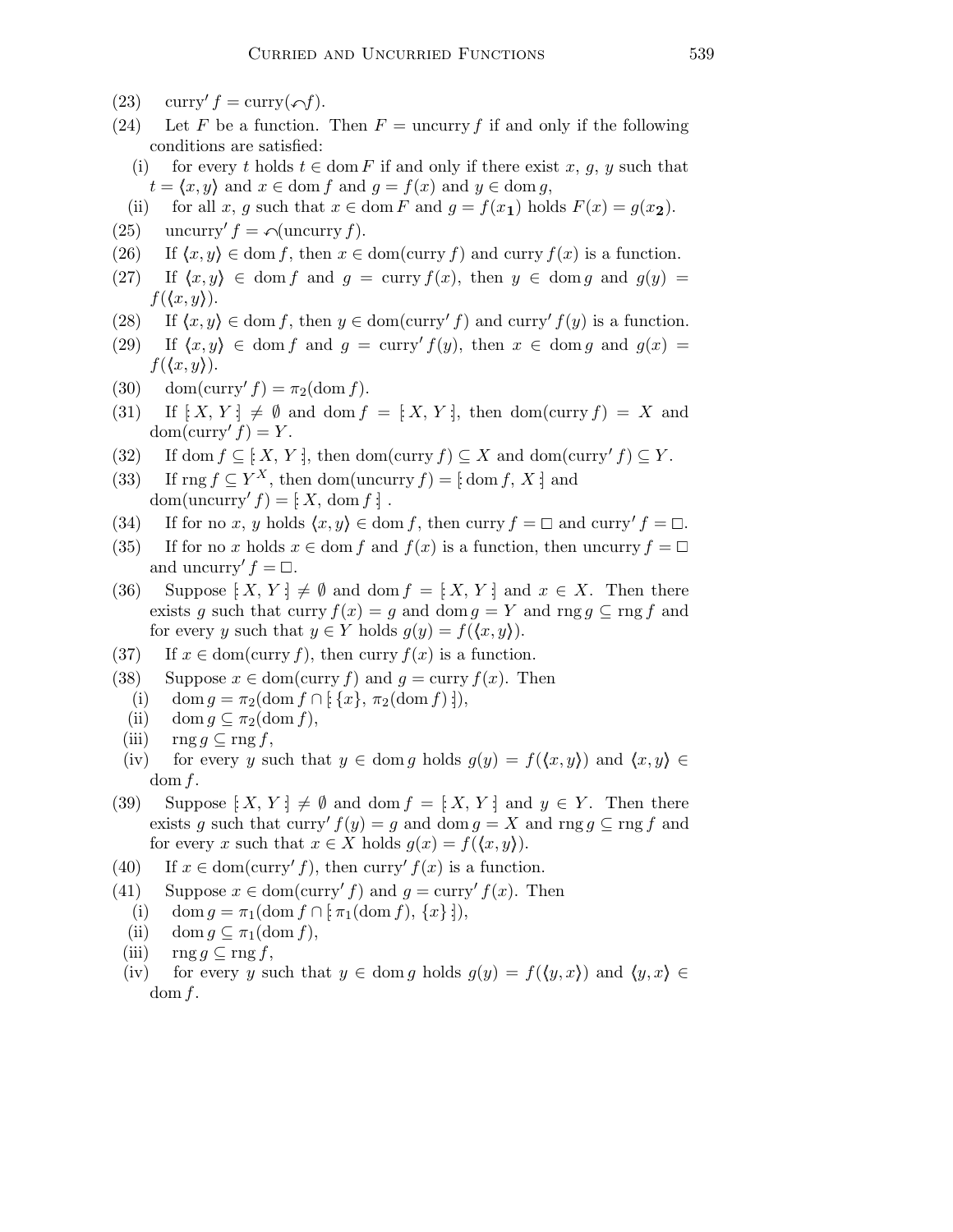(23) $\operatorname{curry}' f = \operatorname{curry}(\curvearrowleft f)$.

(24) Let $F$ be a function. Then $F = \operatorname{uncurry} f$ if and only if the following conditions are satisfied:

  (i) for every $t$ holds $t \in \operatorname{dom} F$ if and only if there exist $x$, $g$, $y$ such that $t = \langle x, y \rangle$ and $x \in \operatorname{dom} f$ and $g = f(x)$ and $y \in \operatorname{dom} g$,

  (ii) for all $x$, $g$ such that $x \in \operatorname{dom} F$ and $g = f(x_{\mathbf{1}})$ holds $F(x) = g(x_{\mathbf{2}})$.

(25) $\operatorname{uncurry}' f = \curvearrowleft(\operatorname{uncurry} f)$.

(26) If $\langle x, y \rangle \in \operatorname{dom} f$, then $x \in \operatorname{dom}(\operatorname{curry} f)$ and $\operatorname{curry} f(x)$ is a function.

(27) If $\langle x, y \rangle \in \operatorname{dom} f$ and $g = \operatorname{curry} f(x)$, then $y \in \operatorname{dom} g$ and $g(y) = f(\langle x, y \rangle)$.

(28) If $\langle x, y \rangle \in \operatorname{dom} f$, then $y \in \operatorname{dom}(\operatorname{curry}' f)$ and $\operatorname{curry}' f(y)$ is a function.

(29) If $\langle x, y \rangle \in \operatorname{dom} f$ and $g = \operatorname{curry}' f(y)$, then $x \in \operatorname{dom} g$ and $g(x) = f(\langle x, y \rangle)$.

(30) $\operatorname{dom}(\operatorname{curry}' f) = \pi_2(\operatorname{dom} f)$.

(31) If $[\!: X, Y :\!] \neq \emptyset$ and $\operatorname{dom} f = [\!: X, Y :\!]$, then $\operatorname{dom}(\operatorname{curry} f) = X$ and $\operatorname{dom}(\operatorname{curry}' f) = Y$.

(32) If $\operatorname{dom} f \subseteq [\!: X, Y :\!]$, then $\operatorname{dom}(\operatorname{curry} f) \subseteq X$ and $\operatorname{dom}(\operatorname{curry}' f) \subseteq Y$.

(33) If $\operatorname{rng} f \subseteq Y^X$, then $\operatorname{dom}(\operatorname{uncurry} f) = [\!: \operatorname{dom} f, X :\!]$ and $\operatorname{dom}(\operatorname{uncurry}' f) = [\!: X, \operatorname{dom} f :\!]$.

(34) If for no $x$, $y$ holds $\langle x, y \rangle \in \operatorname{dom} f$, then $\operatorname{curry} f = \square$ and $\operatorname{curry}' f = \square$.

(35) If for no $x$ holds $x \in \operatorname{dom} f$ and $f(x)$ is a function, then $\operatorname{uncurry} f = \square$ and $\operatorname{uncurry}' f = \square$.

(36) Suppose $[\!: X, Y :\!] \neq \emptyset$ and $\operatorname{dom} f = [\!: X, Y :\!]$ and $x \in X$. Then there exists $g$ such that $\operatorname{curry} f(x) = g$ and $\operatorname{dom} g = Y$ and $\operatorname{rng} g \subseteq \operatorname{rng} f$ and for every $y$ such that $y \in Y$ holds $g(y) = f(\langle x, y \rangle)$.

(37) If $x \in \operatorname{dom}(\operatorname{curry} f)$, then $\operatorname{curry} f(x)$ is a function.

(38) Suppose $x \in \operatorname{dom}(\operatorname{curry} f)$ and $g = \operatorname{curry} f(x)$. Then

  (i) $\operatorname{dom} g = \pi_2(\operatorname{dom} f \cap [\!: \{x\}, \pi_2(\operatorname{dom} f) :\!])$,

  (ii) $\operatorname{dom} g \subseteq \pi_2(\operatorname{dom} f)$,

  (iii) $\operatorname{rng} g \subseteq \operatorname{rng} f$,

  (iv) for every $y$ such that $y \in \operatorname{dom} g$ holds $g(y) = f(\langle x, y \rangle)$ and $\langle x, y \rangle \in \operatorname{dom} f$.

(39) Suppose $[\!: X, Y :\!] \neq \emptyset$ and $\operatorname{dom} f = [\!: X, Y :\!]$ and $y \in Y$. Then there exists $g$ such that $\operatorname{curry}' f(y) = g$ and $\operatorname{dom} g = X$ and $\operatorname{rng} g \subseteq \operatorname{rng} f$ and for every $x$ such that $x \in X$ holds $g(x) = f(\langle x, y \rangle)$.

(40) If $x \in \operatorname{dom}(\operatorname{curry}' f)$, then $\operatorname{curry}' f(x)$ is a function.

(41) Suppose $x \in \operatorname{dom}(\operatorname{curry}' f)$ and $g = \operatorname{curry}' f(x)$. Then

  (i) $\operatorname{dom} g = \pi_1(\operatorname{dom} f \cap [\!: \pi_1(\operatorname{dom} f), \{x\} :\!])$,

  (ii) $\operatorname{dom} g \subseteq \pi_1(\operatorname{dom} f)$,

  (iii) $\operatorname{rng} g \subseteq \operatorname{rng} f$,

  (iv) for every $y$ such that $y \in \operatorname{dom} g$ holds $g(y) = f(\langle y, x \rangle)$ and $\langle y, x \rangle \in \operatorname{dom} f$.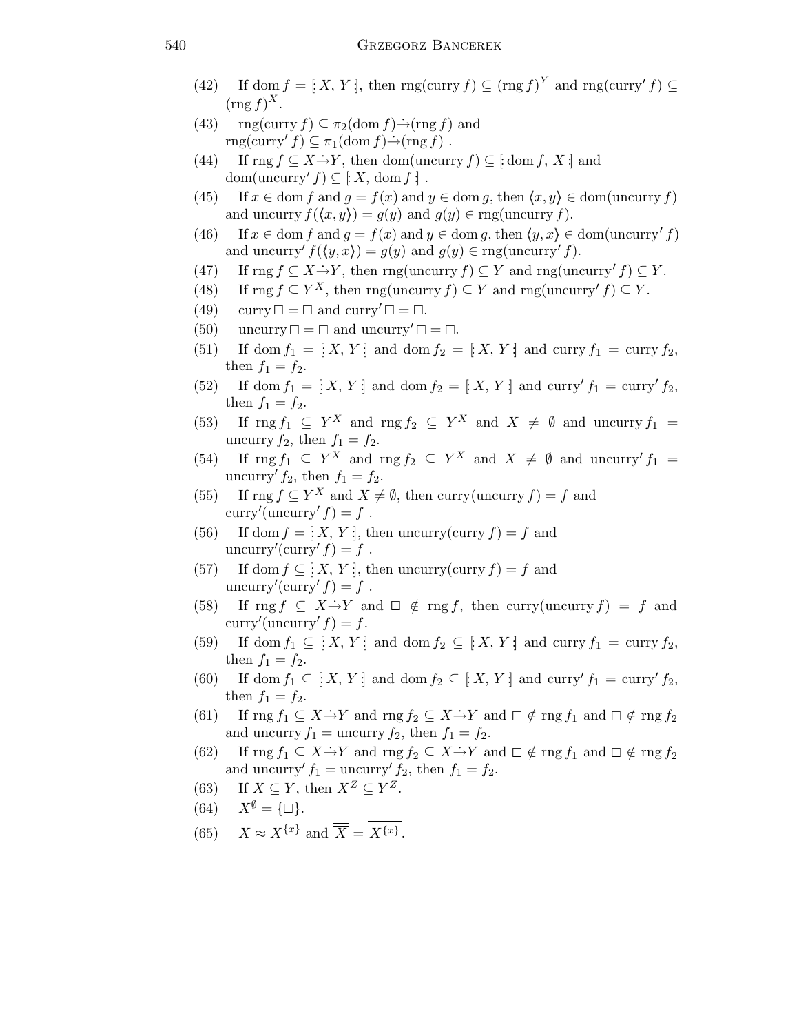(42) If $\operatorname{dom} f = [: X, Y :]$, then $\operatorname{rng}(\operatorname{curry} f) \subseteq (\operatorname{rng} f)^Y$ and $\operatorname{rng}(\operatorname{curry}' f) \subseteq (\operatorname{rng} f)^X$.

(43) $\operatorname{rng}(\operatorname{curry} f) \subseteq \pi_2(\operatorname{dom} f) \dot{\to} (\operatorname{rng} f)$ and $\operatorname{rng}(\operatorname{curry}' f) \subseteq \pi_1(\operatorname{dom} f) \dot{\to} (\operatorname{rng} f)$ .

(44) If $\operatorname{rng} f \subseteq X \dot{\to} Y$, then $\operatorname{dom}(\operatorname{uncurry} f) \subseteq [: \operatorname{dom} f, X :]$ and $\operatorname{dom}(\operatorname{uncurry}' f) \subseteq [: X, \operatorname{dom} f :]$ .

(45) If $x \in \operatorname{dom} f$ and $g = f(x)$ and $y \in \operatorname{dom} g$, then $\langle x, y \rangle \in \operatorname{dom}(\operatorname{uncurry} f)$ and $\operatorname{uncurry} f(\langle x, y \rangle) = g(y)$ and $g(y) \in \operatorname{rng}(\operatorname{uncurry} f)$.

(46) If $x \in \operatorname{dom} f$ and $g = f(x)$ and $y \in \operatorname{dom} g$, then $\langle y, x \rangle \in \operatorname{dom}(\operatorname{uncurry}' f)$ and $\operatorname{uncurry}' f(\langle y, x \rangle) = g(y)$ and $g(y) \in \operatorname{rng}(\operatorname{uncurry}' f)$.

(47) If $\operatorname{rng} f \subseteq X \dot{\to} Y$, then $\operatorname{rng}(\operatorname{uncurry} f) \subseteq Y$ and $\operatorname{rng}(\operatorname{uncurry}' f) \subseteq Y$.

(48) If $\operatorname{rng} f \subseteq Y^X$, then $\operatorname{rng}(\operatorname{uncurry} f) \subseteq Y$ and $\operatorname{rng}(\operatorname{uncurry}' f) \subseteq Y$.

(49) $\operatorname{curry} \square = \square$ and $\operatorname{curry}' \square = \square$.

(50) $\operatorname{uncurry} \square = \square$ and $\operatorname{uncurry}' \square = \square$.

(51) If $\operatorname{dom} f_1 = [: X, Y :]$ and $\operatorname{dom} f_2 = [: X, Y :]$ and $\operatorname{curry} f_1 = \operatorname{curry} f_2$, then $f_1 = f_2$.

(52) If $\operatorname{dom} f_1 = [: X, Y :]$ and $\operatorname{dom} f_2 = [: X, Y :]$ and $\operatorname{curry}' f_1 = \operatorname{curry}' f_2$, then $f_1 = f_2$.

(53) If $\operatorname{rng} f_1 \subseteq Y^X$ and $\operatorname{rng} f_2 \subseteq Y^X$ and $X \neq \emptyset$ and $\operatorname{uncurry} f_1 = \operatorname{uncurry} f_2$, then $f_1 = f_2$.

(54) If $\operatorname{rng} f_1 \subseteq Y^X$ and $\operatorname{rng} f_2 \subseteq Y^X$ and $X \neq \emptyset$ and $\operatorname{uncurry}' f_1 = \operatorname{uncurry}' f_2$, then $f_1 = f_2$.

(55) If $\operatorname{rng} f \subseteq Y^X$ and $X \neq \emptyset$, then $\operatorname{curry}(\operatorname{uncurry} f) = f$ and $\operatorname{curry}'(\operatorname{uncurry}' f) = f$ .

(56) If $\operatorname{dom} f = [: X, Y :]$, then $\operatorname{uncurry}(\operatorname{curry} f) = f$ and $\operatorname{uncurry}'(\operatorname{curry}' f) = f$ .

(57) If $\operatorname{dom} f \subseteq [: X, Y :]$, then $\operatorname{uncurry}(\operatorname{curry} f) = f$ and $\operatorname{uncurry}'(\operatorname{curry}' f) = f$ .

(58) If $\operatorname{rng} f \subseteq X \dot{\to} Y$ and $\square \notin \operatorname{rng} f$, then $\operatorname{curry}(\operatorname{uncurry} f) = f$ and $\operatorname{curry}'(\operatorname{uncurry}' f) = f$.

(59) If $\operatorname{dom} f_1 \subseteq [: X, Y :]$ and $\operatorname{dom} f_2 \subseteq [: X, Y :]$ and $\operatorname{curry} f_1 = \operatorname{curry} f_2$, then $f_1 = f_2$.

(60) If $\operatorname{dom} f_1 \subseteq [: X, Y :]$ and $\operatorname{dom} f_2 \subseteq [: X, Y :]$ and $\operatorname{curry}' f_1 = \operatorname{curry}' f_2$, then $f_1 = f_2$.

(61) If $\operatorname{rng} f_1 \subseteq X \dot{\to} Y$ and $\operatorname{rng} f_2 \subseteq X \dot{\to} Y$ and $\square \notin \operatorname{rng} f_1$ and $\square \notin \operatorname{rng} f_2$ and $\operatorname{uncurry} f_1 = \operatorname{uncurry} f_2$, then $f_1 = f_2$.

(62) If $\operatorname{rng} f_1 \subseteq X \dot{\to} Y$ and $\operatorname{rng} f_2 \subseteq X \dot{\to} Y$ and $\square \notin \operatorname{rng} f_1$ and $\square \notin \operatorname{rng} f_2$ and $\operatorname{uncurry}' f_1 = \operatorname{uncurry}' f_2$, then $f_1 = f_2$.

(63) If $X \subseteq Y$, then $X^Z \subseteq Y^Z$.

(64) $X^{\emptyset} = \{\square\}$.

(65) $X \approx X^{\{x\}}$ and $\overline{\overline{X}} = \overline{\overline{X^{\{x\}}}}$.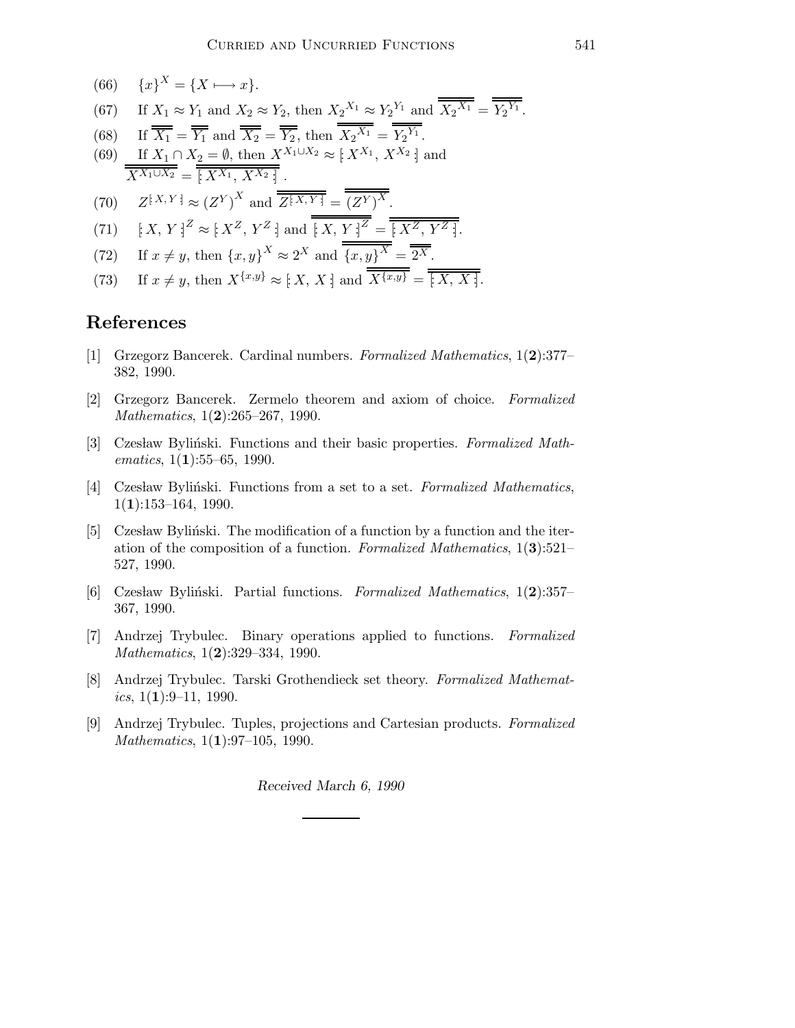(66) $\{x\}^X = \{X \longmapsto x\}$.

(67) If $X_1 \approx Y_1$ and $X_2 \approx Y_2$, then ${X_2}^{X_1} \approx {Y_2}^{Y_1}$ and $\overline{\overline{{X_2}^{X_1}}} = \overline{\overline{{Y_2}^{Y_1}}}$.

(68) If $\overline{\overline{X_1}} = \overline{\overline{Y_1}}$ and $\overline{\overline{X_2}} = \overline{\overline{Y_2}}$, then $\overline{\overline{{X_2}^{X_1}}} = \overline{\overline{{Y_2}^{Y_1}}}$.

(69) If $X_1 \cap X_2 = \emptyset$, then $X^{X_1 \cup X_2} \approx [\!:X^{X_1}, X^{X_2}:\!]$ and $\overline{\overline{X^{X_1 \cup X_2}}} = \overline{\overline{[\!:X^{X_1}, X^{X_2}:\!]}}$.

(70) $Z^{[\!:X, Y:\!]} \approx (Z^Y)^X$ and $\overline{\overline{Z^{[\!:X, Y:\!]}}} = \overline{\overline{(Z^Y)^X}}$.

(71) $[\!:X, Y:\!]^Z \approx [\!:X^Z, Y^Z:\!]$ and $\overline{\overline{[\!:X, Y:\!]^Z}} = \overline{\overline{[\!:X^Z, Y^Z:\!]}}$.

(72) If $x \neq y$, then $\{x, y\}^X \approx 2^X$ and $\overline{\overline{\{x, y\}^X}} = \overline{\overline{2^X}}$.

(73) If $x \neq y$, then $X^{\{x,y\}} \approx [\!:X, X:\!]$ and $\overline{\overline{X^{\{x,y\}}}} = \overline{\overline{[\!:X, X:\!]}}$.

## References

[1] Grzegorz Bancerek. Cardinal numbers. *Formalized Mathematics*, 1(**2**):377–382, 1990.

[2] Grzegorz Bancerek. Zermelo theorem and axiom of choice. *Formalized Mathematics*, 1(**2**):265–267, 1990.

[3] Czesław Byliński. Functions and their basic properties. *Formalized Mathematics*, 1(**1**):55–65, 1990.

[4] Czesław Byliński. Functions from a set to a set. *Formalized Mathematics*, 1(**1**):153–164, 1990.

[5] Czesław Byliński. The modification of a function by a function and the iteration of the composition of a function. *Formalized Mathematics*, 1(**3**):521–527, 1990.

[6] Czesław Byliński. Partial functions. *Formalized Mathematics*, 1(**2**):357–367, 1990.

[7] Andrzej Trybulec. Binary operations applied to functions. *Formalized Mathematics*, 1(**2**):329–334, 1990.

[8] Andrzej Trybulec. Tarski Grothendieck set theory. *Formalized Mathematics*, 1(**1**):9–11, 1990.

[9] Andrzej Trybulec. Tuples, projections and Cartesian products. *Formalized Mathematics*, 1(**1**):97–105, 1990.

*Received March 6, 1990*